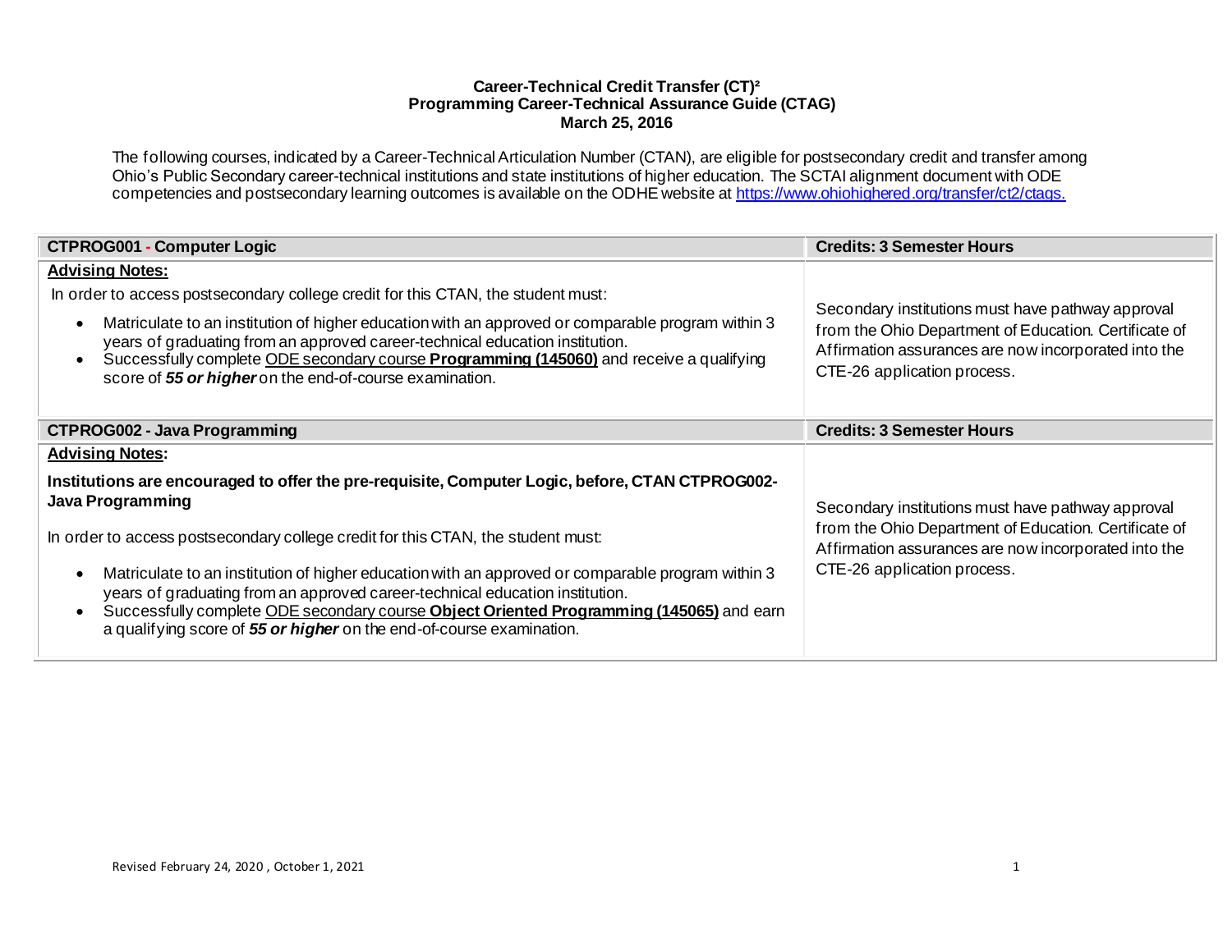**Career-Technical Credit Transfer (CT)²**
**Programming Career-Technical Assurance Guide (CTAG)**
**March 25, 2016**

The following courses, indicated by a Career-Technical Articulation Number (CTAN), are eligible for postsecondary credit and transfer among Ohio's Public Secondary career-technical institutions and state institutions of higher education. The SCTAI alignment document with ODE competencies and postsecondary learning outcomes is available on the ODHE website at [https://www.ohiohighered.org/transfer/ct2/ctags.](https://www.ohiohighered.org/transfer/ct2/ctags)

| **CTPROG001 - Computer Logic** | **Credits: 3 Semester Hours** |
|---|---|
| <u>**Advising Notes:**</u><br>In order to access postsecondary college credit for this CTAN, the student must:<br>• Matriculate to an institution of higher education with an approved or comparable program within 3 years of graduating from an approved career-technical education institution.<br>• Successfully complete <u>ODE secondary course **Programming (145060)**</u> and receive a qualifying score of ***55 or higher*** on the end-of-course examination. | Secondary institutions must have pathway approval from the Ohio Department of Education. Certificate of Affirmation assurances are now incorporated into the CTE-26 application process. |

| **CTPROG002 - Java Programming** | **Credits: 3 Semester Hours** |
|---|---|
| <u>**Advising Notes:**</u><br>**Institutions are encouraged to offer the pre-requisite, Computer Logic, before, CTAN CTPROG002-Java Programming**<br>In order to access postsecondary college credit for this CTAN, the student must:<br>• Matriculate to an institution of higher education with an approved or comparable program within 3 years of graduating from an approved career-technical education institution.<br>• Successfully complete <u>ODE secondary course **Object Oriented Programming (145065)**</u> and earn a qualifying score of ***55 or higher*** on the end-of-course examination. | Secondary institutions must have pathway approval from the Ohio Department of Education. Certificate of Affirmation assurances are now incorporated into the CTE-26 application process. |

Revised February 24, 2020 , October 1, 2021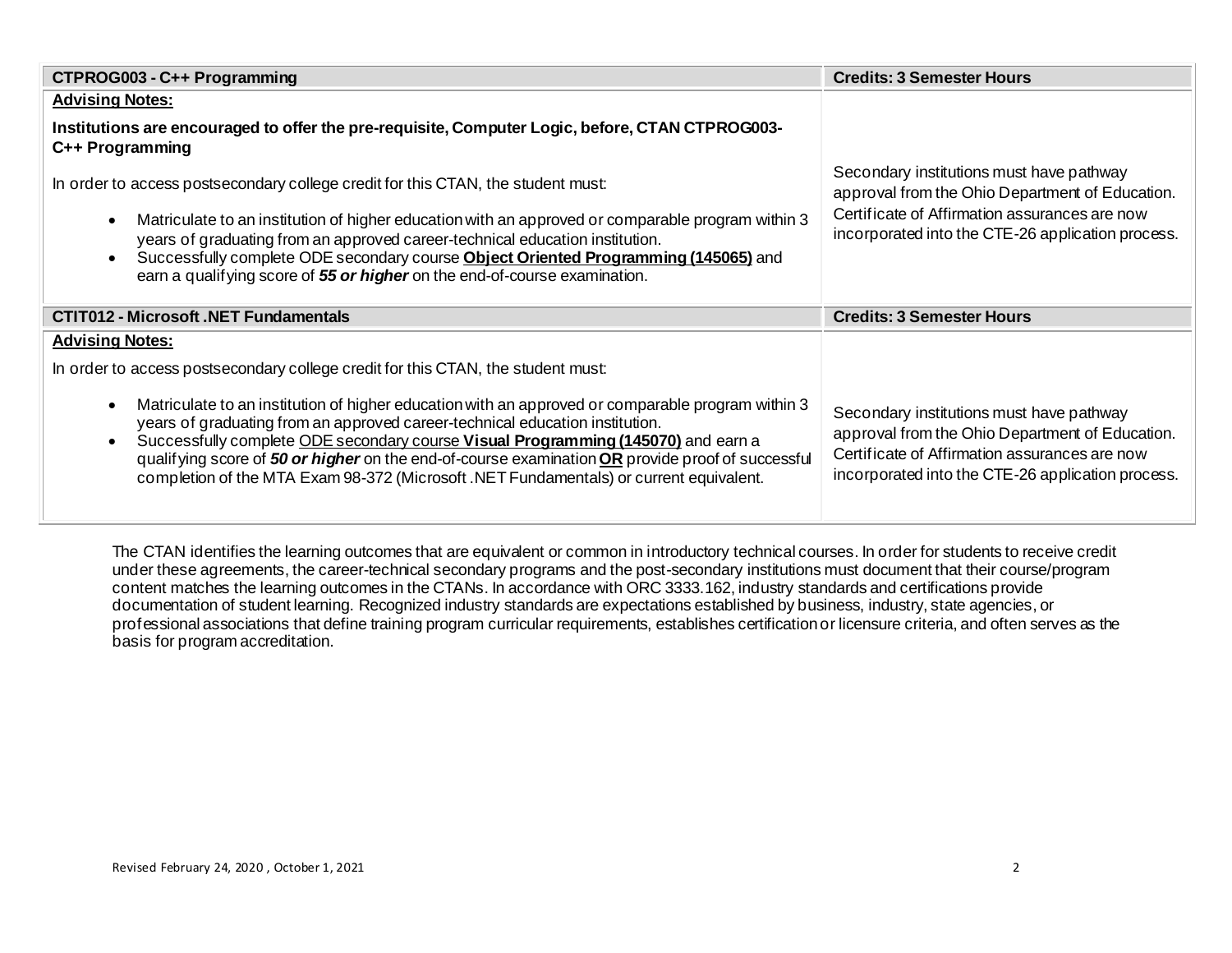| CTPROG003 - C++ Programming | Credits: 3 Semester Hours |
|---|---|
| **Advising Notes:**<br><br>**Institutions are encouraged to offer the pre-requisite, Computer Logic, before, CTAN CTPROG003- C++ Programming**<br><br>In order to access postsecondary college credit for this CTAN, the student must:<br><br>• Matriculate to an institution of higher education with an approved or comparable program within 3 years of graduating from an approved career-technical education institution.<br>• Successfully complete ODE secondary course **Object Oriented Programming (145065)** and earn a qualifying score of ***55 or higher*** on the end-of-course examination. | Secondary institutions must have pathway approval from the Ohio Department of Education. Certificate of Affirmation assurances are now incorporated into the CTE-26 application process. |

| CTIT012 - Microsoft .NET Fundamentals | Credits: 3 Semester Hours |
|---|---|
| **Advising Notes:**<br><br>In order to access postsecondary college credit for this CTAN, the student must:<br><br>• Matriculate to an institution of higher education with an approved or comparable program within 3 years of graduating from an approved career-technical education institution.<br>• Successfully complete ODE secondary course **Visual Programming (145070)** and earn a qualifying score of ***50 or higher*** on the end-of-course examination **OR** provide proof of successful completion of the MTA Exam 98-372 (Microsoft .NET Fundamentals) or current equivalent. | Secondary institutions must have pathway approval from the Ohio Department of Education. Certificate of Affirmation assurances are now incorporated into the CTE-26 application process. |

The CTAN identifies the learning outcomes that are equivalent or common in introductory technical courses. In order for students to receive credit under these agreements, the career-technical secondary programs and the post-secondary institutions must document that their course/program content matches the learning outcomes in the CTANs. In accordance with ORC 3333.162, industry standards and certifications provide documentation of student learning. Recognized industry standards are expectations established by business, industry, state agencies, or professional associations that define training program curricular requirements, establishes certification or licensure criteria, and often serves as the basis for program accreditation.

Revised February 24, 2020 , October 1, 2021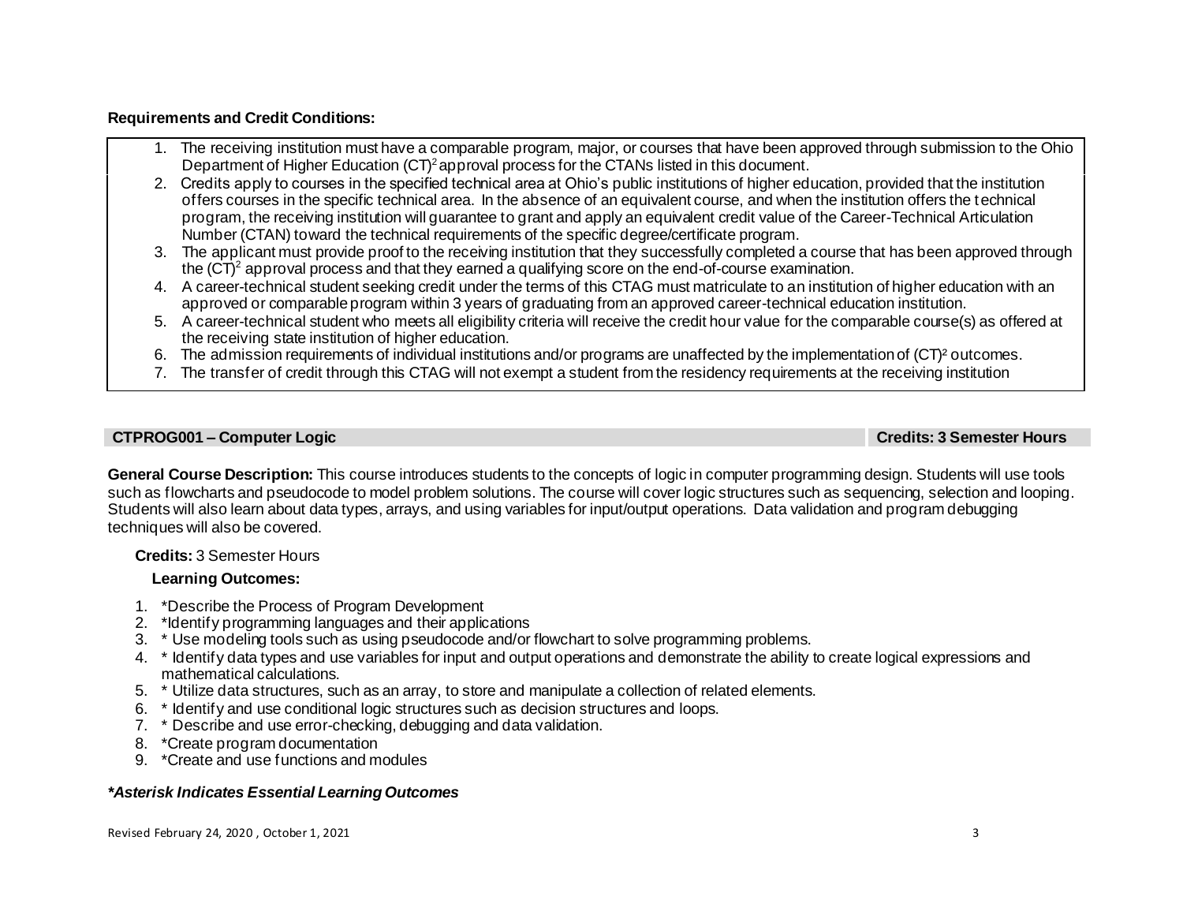**Requirements and Credit Conditions:**

1. The receiving institution must have a comparable program, major, or courses that have been approved through submission to the Ohio Department of Higher Education $(CT)^2$ approval process for the CTANs listed in this document.
2. Credits apply to courses in the specified technical area at Ohio's public institutions of higher education, provided that the institution offers courses in the specific technical area. In the absence of an equivalent course, and when the institution offers the technical program, the receiving institution will guarantee to grant and apply an equivalent credit value of the Career-Technical Articulation Number (CTAN) toward the technical requirements of the specific degree/certificate program.
3. The applicant must provide proof to the receiving institution that they successfully completed a course that has been approved through the $(CT)^2$ approval process and that they earned a qualifying score on the end-of-course examination.
4. A career-technical student seeking credit under the terms of this CTAG must matriculate to an institution of higher education with an approved or comparable program within 3 years of graduating from an approved career-technical education institution.
5. A career-technical student who meets all eligibility criteria will receive the credit hour value for the comparable course(s) as offered at the receiving state institution of higher education.
6. The admission requirements of individual institutions and/or programs are unaffected by the implementation of $(CT)^2$ outcomes.
7. The transfer of credit through this CTAG will not exempt a student from the residency requirements at the receiving institution

| **CTPROG001 – Computer Logic** | **Credits: 3 Semester Hours** |
|---|---|

**General Course Description:** This course introduces students to the concepts of logic in computer programming design. Students will use tools such as flowcharts and pseudocode to model problem solutions. The course will cover logic structures such as sequencing, selection and looping. Students will also learn about data types, arrays, and using variables for input/output operations. Data validation and program debugging techniques will also be covered.

**Credits:** 3 Semester Hours

**Learning Outcomes:**

1. *Describe the Process of Program Development
2. *Identify programming languages and their applications
3. * Use modeling tools such as using pseudocode and/or flowchart to solve programming problems.
4. * Identify data types and use variables for input and output operations and demonstrate the ability to create logical expressions and mathematical calculations.
5. * Utilize data structures, such as an array, to store and manipulate a collection of related elements.
6. * Identify and use conditional logic structures such as decision structures and loops.
7. * Describe and use error-checking, debugging and data validation.
8. *Create program documentation
9. *Create and use functions and modules

***Asterisk Indicates Essential Learning Outcomes***

Revised February 24, 2020 , October 1, 2021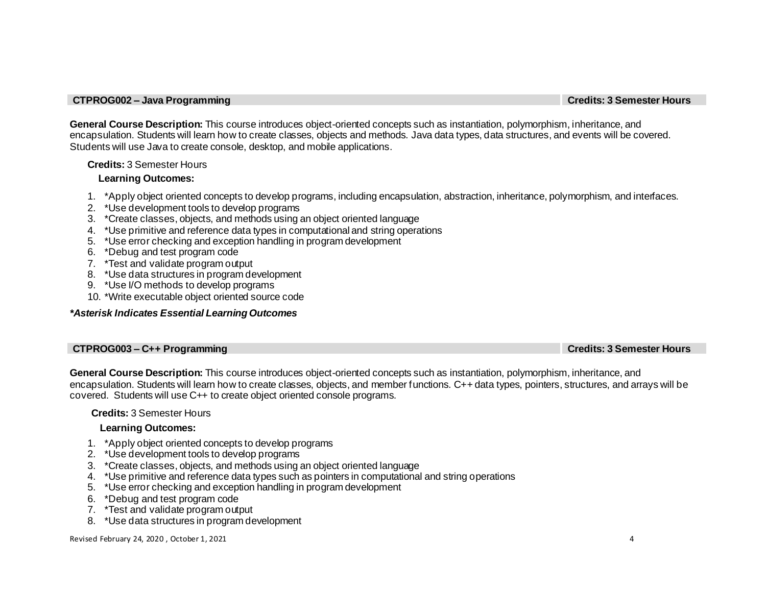## CTPROG002 – Java Programming — Credits: 3 Semester Hours

**General Course Description:** This course introduces object-oriented concepts such as instantiation, polymorphism, inheritance, and encapsulation. Students will learn how to create classes, objects and methods. Java data types, data structures, and events will be covered. Students will use Java to create console, desktop, and mobile applications.

**Credits:** 3 Semester Hours

**Learning Outcomes:**

1. *Apply object oriented concepts to develop programs, including encapsulation, abstraction, inheritance, polymorphism, and interfaces.
2. *Use development tools to develop programs
3. *Create classes, objects, and methods using an object oriented language
4. *Use primitive and reference data types in computational and string operations
5. *Use error checking and exception handling in program development
6. *Debug and test program code
7. *Test and validate program output
8. *Use data structures in program development
9. *Use I/O methods to develop programs
10. *Write executable object oriented source code

***Asterisk Indicates Essential Learning Outcomes***

## CTPROG003 – C++ Programming — Credits: 3 Semester Hours

**General Course Description:** This course introduces object-oriented concepts such as instantiation, polymorphism, inheritance, and encapsulation. Students will learn how to create classes, objects, and member functions. C++ data types, pointers, structures, and arrays will be covered. Students will use C++ to create object oriented console programs.

**Credits:** 3 Semester Hours

**Learning Outcomes:**

1. *Apply object oriented concepts to develop programs
2. *Use development tools to develop programs
3. *Create classes, objects, and methods using an object oriented language
4. *Use primitive and reference data types such as pointers in computational and string operations
5. *Use error checking and exception handling in program development
6. *Debug and test program code
7. *Test and validate program output
8. *Use data structures in program development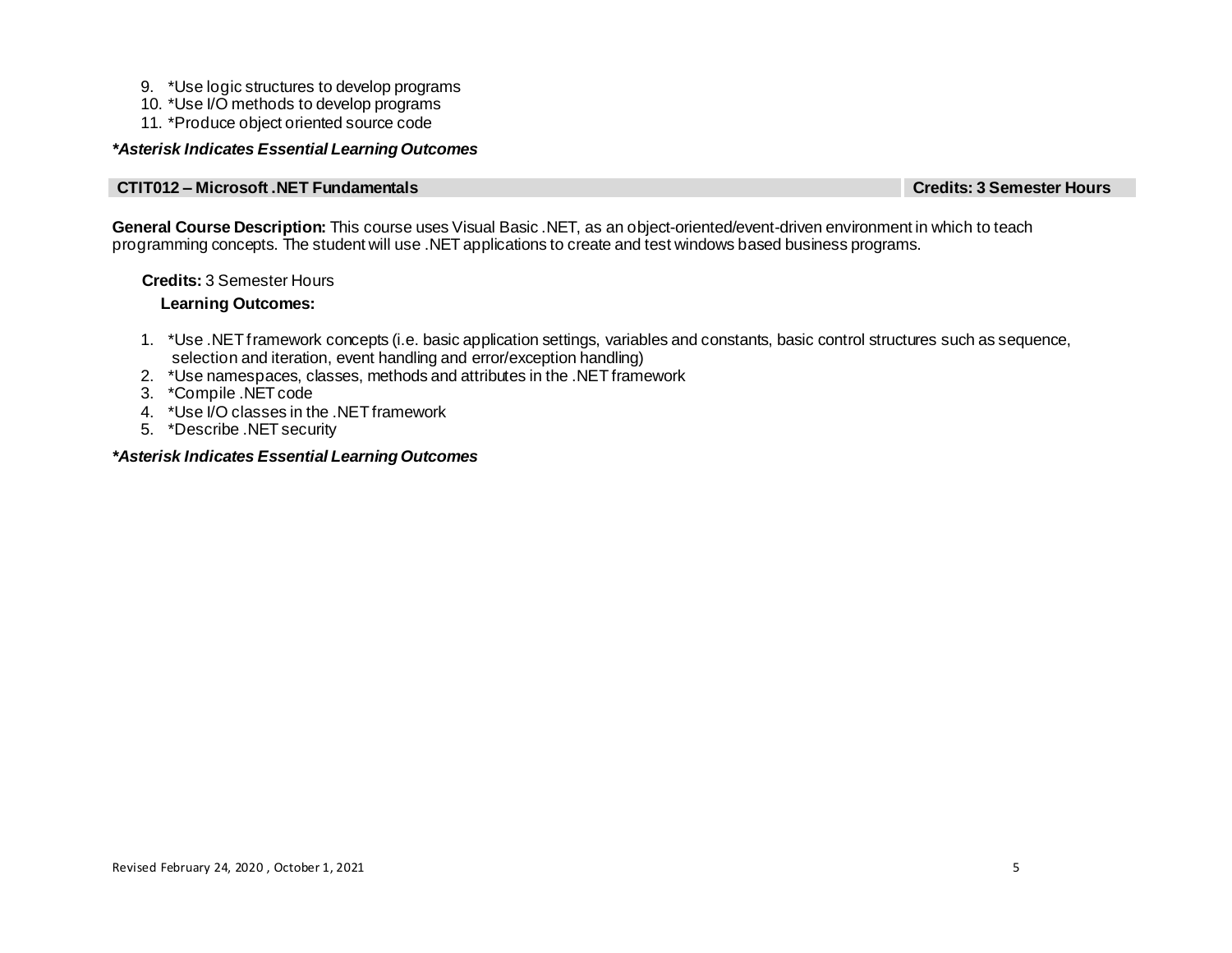9. *Use logic structures to develop programs
10. *Use I/O methods to develop programs
11. *Produce object oriented source code

***Asterisk Indicates Essential Learning Outcomes***

| **CTIT012 – Microsoft .NET Fundamentals** | **Credits: 3 Semester Hours** |
|---|---|

**General Course Description:** This course uses Visual Basic .NET, as an object-oriented/event-driven environment in which to teach programming concepts. The student will use .NET applications to create and test windows based business programs.

**Credits:** 3 Semester Hours

**Learning Outcomes:**

1. *Use .NET framework concepts (i.e. basic application settings, variables and constants, basic control structures such as sequence, selection and iteration, event handling and error/exception handling)
2. *Use namespaces, classes, methods and attributes in the .NET framework
3. *Compile .NET code
4. *Use I/O classes in the .NET framework
5. *Describe .NET security

***Asterisk Indicates Essential Learning Outcomes***

Revised February 24, 2020 , October 1, 2021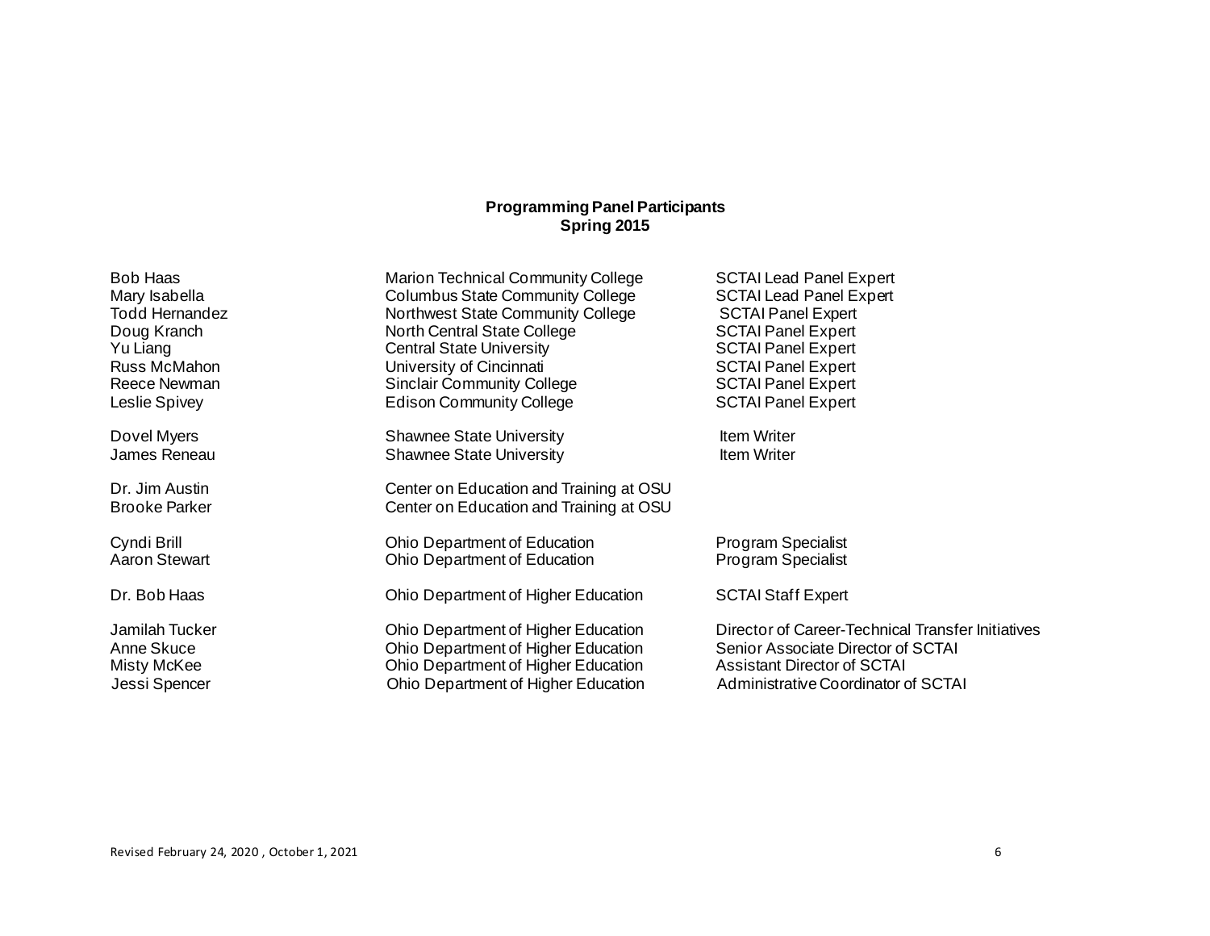**Programming Panel Participants**
**Spring 2015**

| | | |
|---|---|---|
| Bob Haas | Marion Technical Community College | SCTAI Lead Panel Expert |
| Mary Isabella | Columbus State Community College | SCTAI Lead Panel Expert |
| Todd Hernandez | Northwest State Community College | SCTAI Panel Expert |
| Doug Kranch | North Central State College | SCTAI Panel Expert |
| Yu Liang | Central State University | SCTAI Panel Expert |
| Russ McMahon | University of Cincinnati | SCTAI Panel Expert |
| Reece Newman | Sinclair Community College | SCTAI Panel Expert |
| Leslie Spivey | Edison Community College | SCTAI Panel Expert |
| Dovel Myers | Shawnee State University | Item Writer |
| James Reneau | Shawnee State University | Item Writer |
| Dr. Jim Austin | Center on Education and Training at OSU | |
| Brooke Parker | Center on Education and Training at OSU | |
| Cyndi Brill | Ohio Department of Education | Program Specialist |
| Aaron Stewart | Ohio Department of Education | Program Specialist |
| Dr. Bob Haas | Ohio Department of Higher Education | SCTAI Staff Expert |
| Jamilah Tucker | Ohio Department of Higher Education | Director of Career-Technical Transfer Initiatives |
| Anne Skuce | Ohio Department of Higher Education | Senior Associate Director of SCTAI |
| Misty McKee | Ohio Department of Higher Education | Assistant Director of SCTAI |
| Jessi Spencer | Ohio Department of Higher Education | Administrative Coordinator of SCTAI |

Revised February 24, 2020 , October 1, 2021